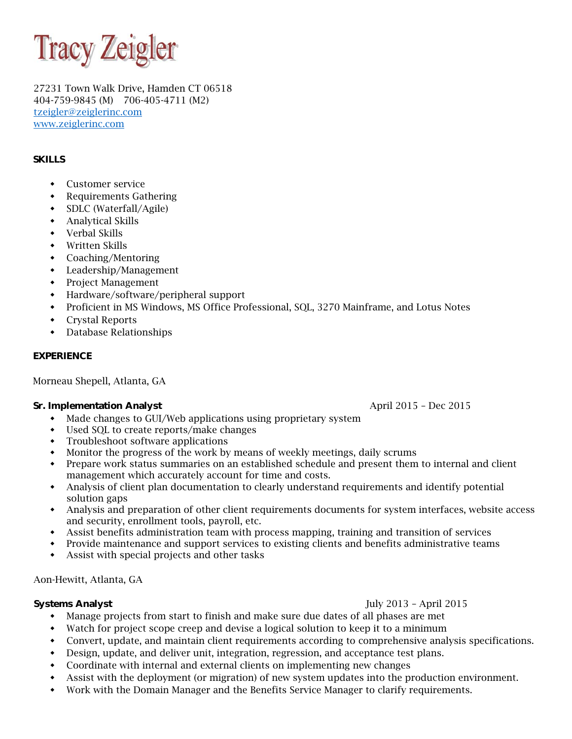# Tracy Zeigler

27231 Town Walk Drive, Hamden CT 06518
404-759-9845 (M)    706-405-4711 (M2)
tzeigler@zeiglerinc.com
www.zeiglerinc.com

## SKILLS

- Customer service
- Requirements Gathering
- SDLC (Waterfall/Agile)
- Analytical Skills
- Verbal Skills
- Written Skills
- Coaching/Mentoring
- Leadership/Management
- Project Management
- Hardware/software/peripheral support
- Proficient in MS Windows, MS Office Professional, SQL, 3270 Mainframe, and Lotus Notes
- Crystal Reports
- Database Relationships

## EXPERIENCE

Morneau Shepell, Atlanta, GA

**Sr. Implementation Analyst** April 2015 – Dec 2015

- Made changes to GUI/Web applications using proprietary system
- Used SQL to create reports/make changes
- Troubleshoot software applications
- Monitor the progress of the work by means of weekly meetings, daily scrums
- Prepare work status summaries on an established schedule and present them to internal and client management which accurately account for time and costs.
- Analysis of client plan documentation to clearly understand requirements and identify potential solution gaps
- Analysis and preparation of other client requirements documents for system interfaces, website access and security, enrollment tools, payroll, etc.
- Assist benefits administration team with process mapping, training and transition of services
- Provide maintenance and support services to existing clients and benefits administrative teams
- Assist with special projects and other tasks

Aon-Hewitt, Atlanta, GA

**Systems Analyst** July 2013 – April 2015

- Manage projects from start to finish and make sure due dates of all phases are met
- Watch for project scope creep and devise a logical solution to keep it to a minimum
- Convert, update, and maintain client requirements according to comprehensive analysis specifications.
- Design, update, and deliver unit, integration, regression, and acceptance test plans.
- Coordinate with internal and external clients on implementing new changes
- Assist with the deployment (or migration) of new system updates into the production environment.
- Work with the Domain Manager and the Benefits Service Manager to clarify requirements.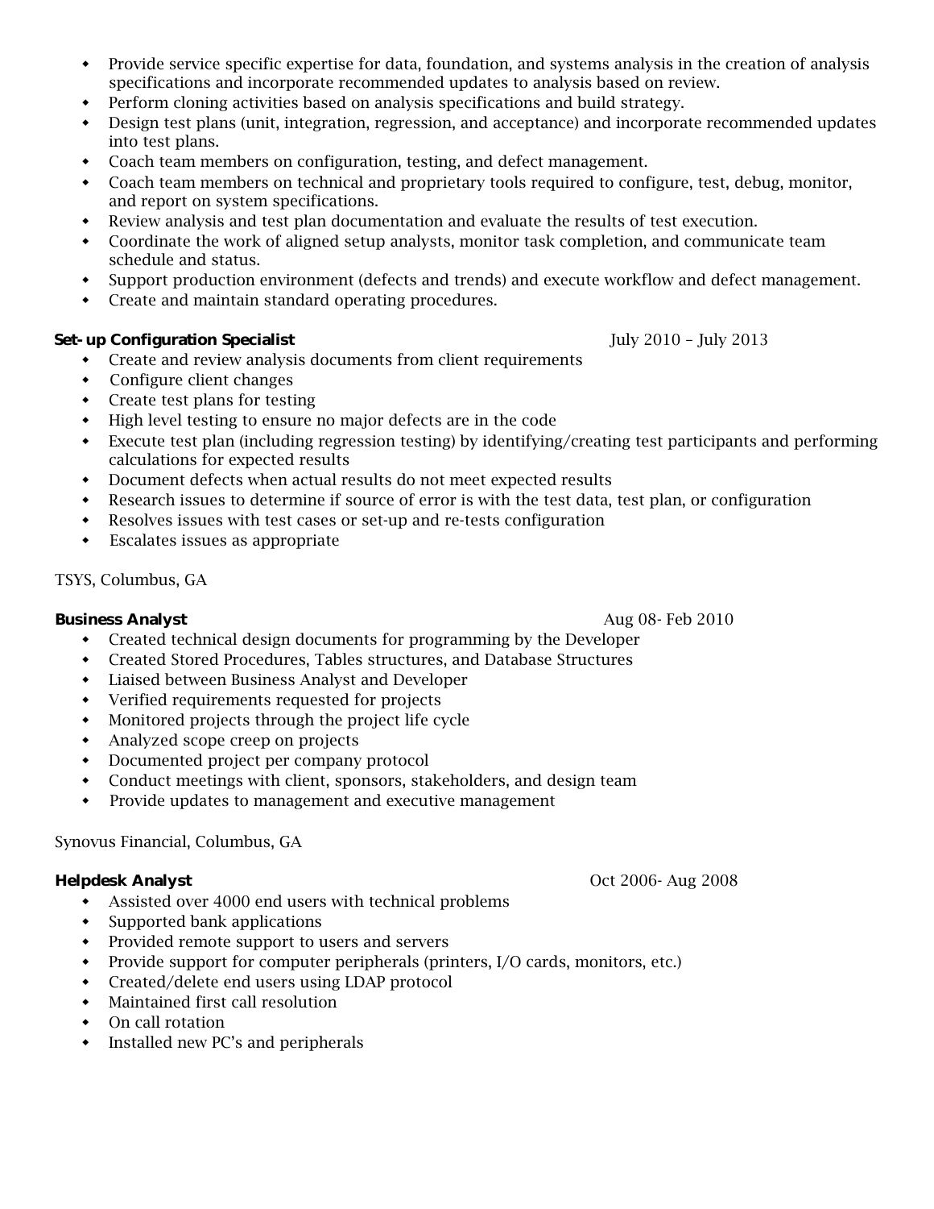- Provide service specific expertise for data, foundation, and systems analysis in the creation of analysis specifications and incorporate recommended updates to analysis based on review.
- Perform cloning activities based on analysis specifications and build strategy.
- Design test plans (unit, integration, regression, and acceptance) and incorporate recommended updates into test plans.
- Coach team members on configuration, testing, and defect management.
- Coach team members on technical and proprietary tools required to configure, test, debug, monitor, and report on system specifications.
- Review analysis and test plan documentation and evaluate the results of test execution.
- Coordinate the work of aligned setup analysts, monitor task completion, and communicate team schedule and status.
- Support production environment (defects and trends) and execute workflow and defect management.
- Create and maintain standard operating procedures.

**Set- up Configuration Specialist** July 2010 – July 2013

- Create and review analysis documents from client requirements
- Configure client changes
- Create test plans for testing
- High level testing to ensure no major defects are in the code
- Execute test plan (including regression testing) by identifying/creating test participants and performing calculations for expected results
- Document defects when actual results do not meet expected results
- Research issues to determine if source of error is with the test data, test plan, or configuration
- Resolves issues with test cases or set-up and re-tests configuration
- Escalates issues as appropriate

TSYS, Columbus, GA

**Business Analyst** Aug 08- Feb 2010

- Created technical design documents for programming by the Developer
- Created Stored Procedures, Tables structures, and Database Structures
- Liaised between Business Analyst and Developer
- Verified requirements requested for projects
- Monitored projects through the project life cycle
- Analyzed scope creep on projects
- Documented project per company protocol
- Conduct meetings with client, sponsors, stakeholders, and design team
- Provide updates to management and executive management

Synovus Financial, Columbus, GA

**Helpdesk Analyst** Oct 2006- Aug 2008

- Assisted over 4000 end users with technical problems
- Supported bank applications
- Provided remote support to users and servers
- Provide support for computer peripherals (printers, I/O cards, monitors, etc.)
- Created/delete end users using LDAP protocol
- Maintained first call resolution
- On call rotation
- Installed new PC's and peripherals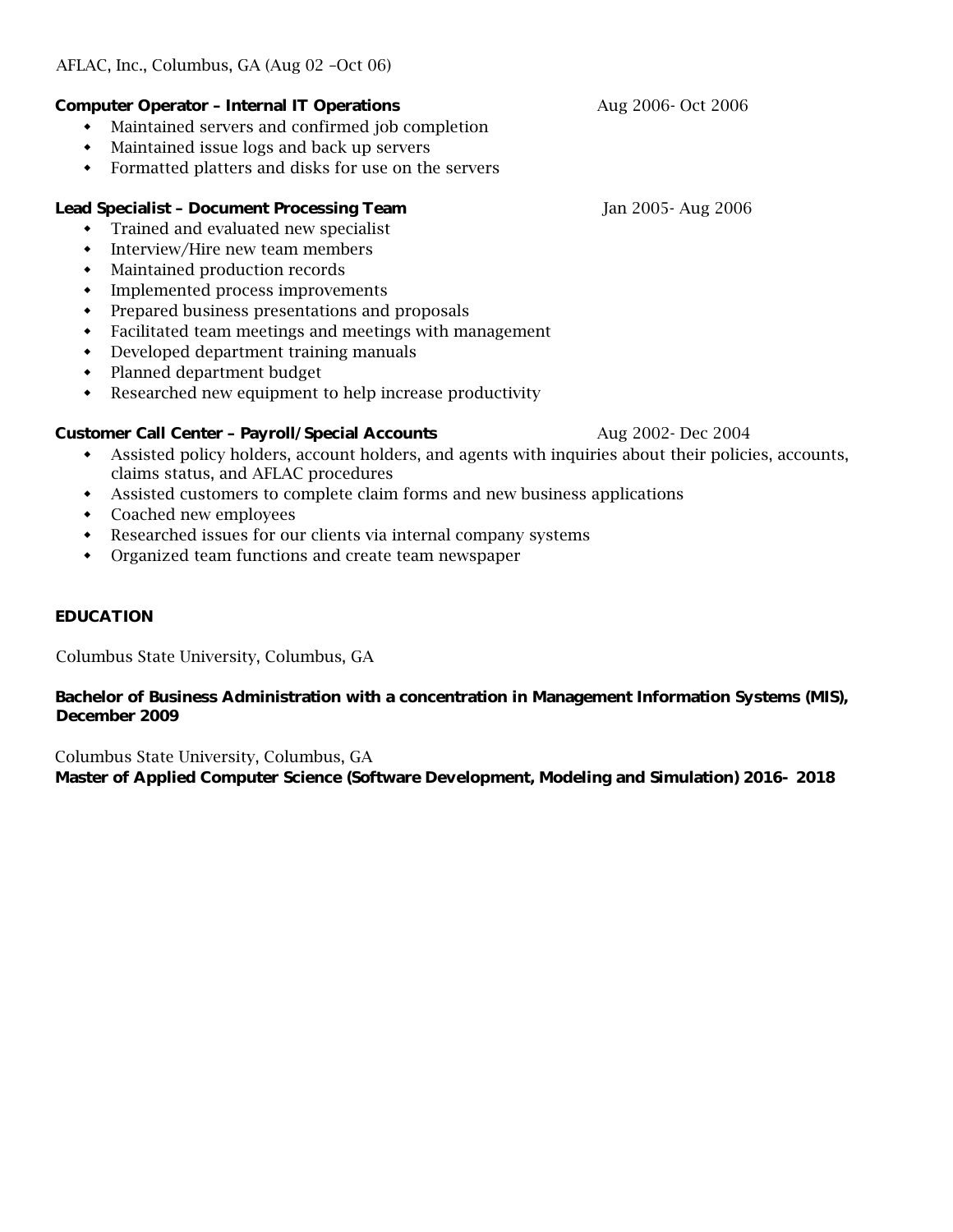AFLAC, Inc., Columbus, GA (Aug 02 –Oct 06)

**Computer Operator – Internal IT Operations** Aug 2006- Oct 2006

- Maintained servers and confirmed job completion
- Maintained issue logs and back up servers
- Formatted platters and disks for use on the servers

**Lead Specialist – Document Processing Team** Jan 2005- Aug 2006

- Trained and evaluated new specialist
- Interview/Hire new team members
- Maintained production records
- Implemented process improvements
- Prepared business presentations and proposals
- Facilitated team meetings and meetings with management
- Developed department training manuals
- Planned department budget
- Researched new equipment to help increase productivity

**Customer Call Center – Payroll/Special Accounts** Aug 2002- Dec 2004

- Assisted policy holders, account holders, and agents with inquiries about their policies, accounts, claims status, and AFLAC procedures
- Assisted customers to complete claim forms and new business applications
- Coached new employees
- Researched issues for our clients via internal company systems
- Organized team functions and create team newspaper

**EDUCATION**

Columbus State University, Columbus, GA

**Bachelor of Business Administration with a concentration in Management Information Systems (MIS), December 2009**

Columbus State University, Columbus, GA
**Master of Applied Computer Science (Software Development, Modeling and Simulation) 2016- 2018**